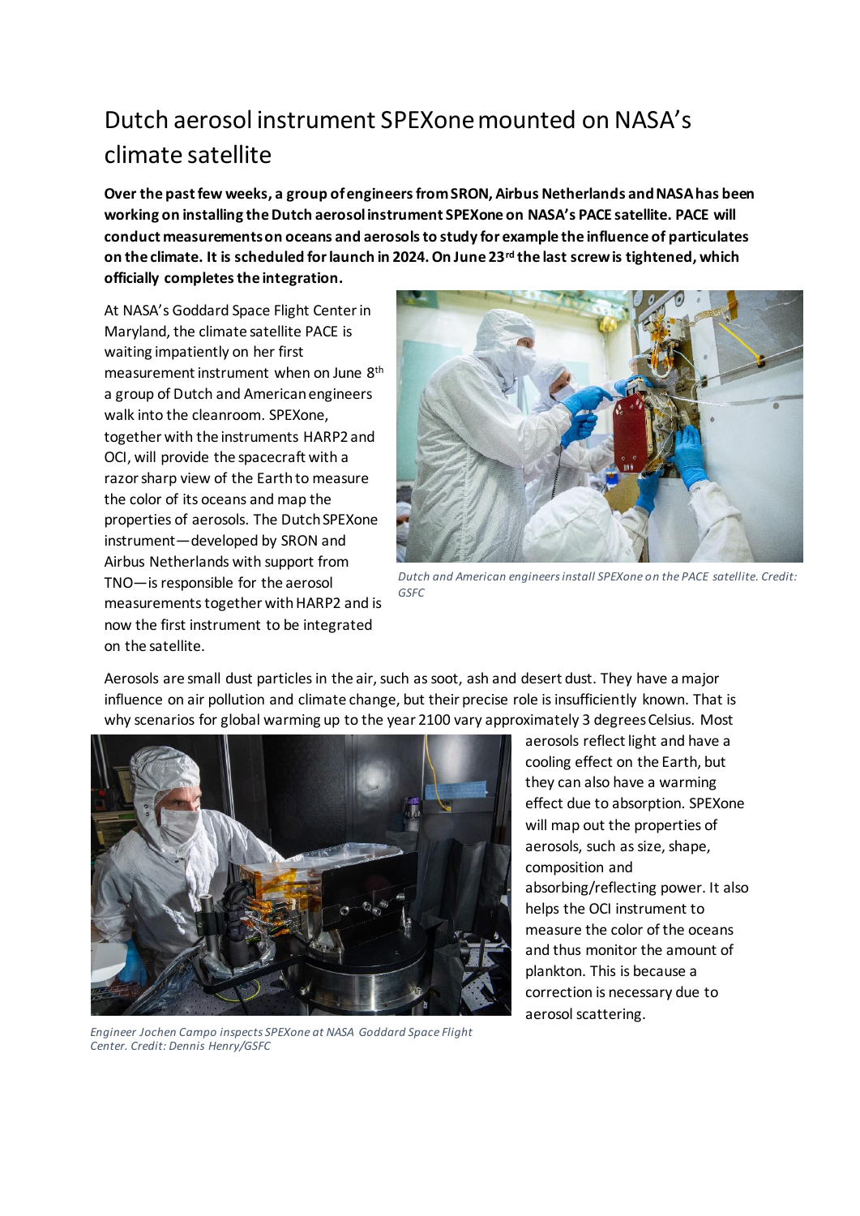# Dutch aerosol instrument SPEXone mounted on NASA's climate satellite

**Over the past few weeks, a group of engineers from SRON, Airbus Netherlands and NASA has been working on installing the Dutch aerosol instrument SPEXone on NASA's PACE satellite. PACE will conduct measurements on oceans and aerosols to study for example the influence of particulates on the climate. It is scheduled for launch in 2024. On June 23rd the last screw is tightened, which officially completes the integration.**

At NASA's Goddard Space Flight Center in Maryland, the climate satellite PACE is waiting impatiently on her first measurement instrument when on June 8th a group of Dutch and American engineers walk into the cleanroom. SPEXone, together with the instruments HARP2 and OCI, will provide the spacecraft with a razor sharp view of the Earth to measure the color of its oceans and map the properties of aerosols. The Dutch SPEXone instrument—developed by SRON and Airbus Netherlands with support from TNO—is responsible for the aerosol measurements together with HARP2 and is now the first instrument to be integrated on the satellite.

*Dutch and American engineers install SPEXone on the PACE satellite. Credit: GSFC*

Aerosols are small dust particles in the air, such as soot, ash and desert dust. They have a major influence on air pollution and climate change, but their precise role is insufficiently known. That is why scenarios for global warming up to the year 2100 vary approximately 3 degrees Celsius. Most aerosols reflect light and have a cooling effect on the Earth, but they can also have a warming effect due to absorption. SPEXone will map out the properties of aerosols, such as size, shape, composition and absorbing/reflecting power. It also helps the OCI instrument to measure the color of the oceans and thus monitor the amount of plankton. This is because a correction is necessary due to aerosol scattering.

*Engineer Jochen Campo inspects SPEXone at NASA Goddard Space Flight Center. Credit: Dennis Henry/GSFC*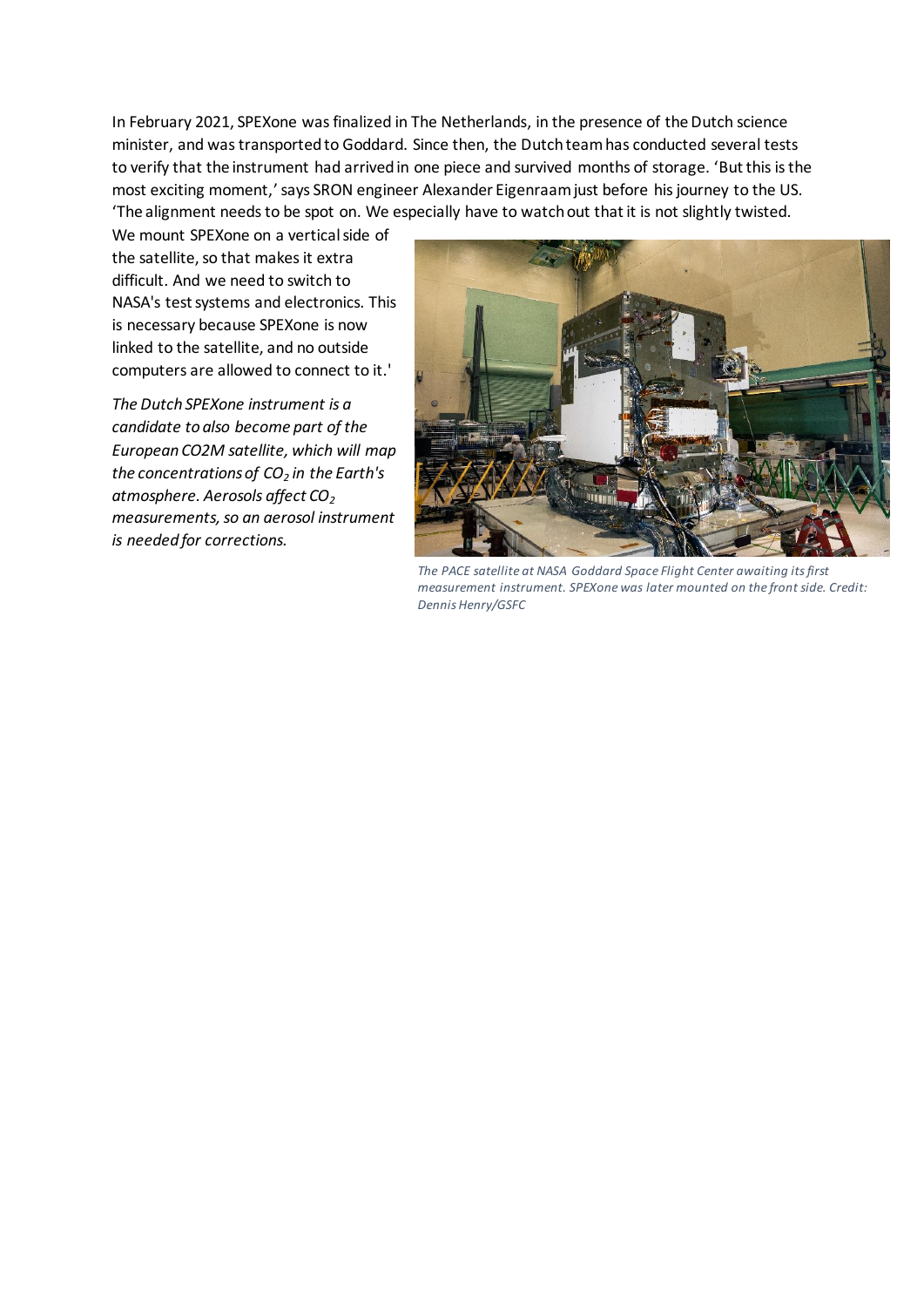In February 2021, SPEXone was finalized in The Netherlands, in the presence of the Dutch science minister, and was transported to Goddard. Since then, the Dutch team has conducted several tests to verify that the instrument had arrived in one piece and survived months of storage. 'But this is the most exciting moment,' says SRON engineer Alexander Eigenraam just before his journey to the US. 'The alignment needs to be spot on. We especially have to watch out that it is not slightly twisted. We mount SPEXone on a vertical side of the satellite, so that makes it extra difficult. And we need to switch to NASA's test systems and electronics. This is necessary because SPEXone is now linked to the satellite, and no outside computers are allowed to connect to it.'

*The Dutch SPEXone instrument is a candidate to also become part of the European CO2M satellite, which will map the concentrations of $CO_2$ in the Earth's atmosphere. Aerosols affect $CO_2$ measurements, so an aerosol instrument is needed for corrections.*

*The PACE satellite at NASA Goddard Space Flight Center awaiting its first measurement instrument. SPEXone was later mounted on the front side. Credit: Dennis Henry/GSFC*